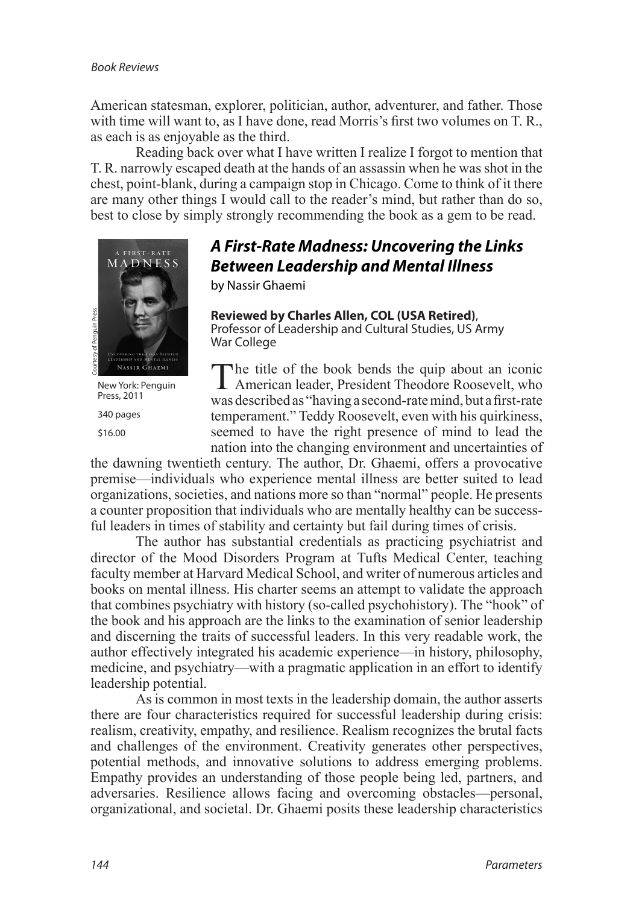American statesman, explorer, politician, author, adventurer, and father. Those with time will want to, as I have done, read Morris's first two volumes on T. R., as each is as enjoyable as the third.

Reading back over what I have written I realize I forgot to mention that T. R. narrowly escaped death at the hands of an assassin when he was shot in the chest, point-blank, during a campaign stop in Chicago. Come to think of it there are many other things I would call to the reader's mind, but rather than do so, best to close by simply strongly recommending the book as a gem to be read.

## *A First-Rate Madness: Uncovering the Links Between Leadership and Mental Illness*

by Nassir Ghaemi

New York: Penguin Press, 2011

340 pages

$16.00

**Reviewed by Charles Allen, COL (USA Retired)**, Professor of Leadership and Cultural Studies, US Army War College

The title of the book bends the quip about an iconic American leader, President Theodore Roosevelt, who was described as "having a second-rate mind, but a first-rate temperament." Teddy Roosevelt, even with his quirkiness, seemed to have the right presence of mind to lead the nation into the changing environment and uncertainties of the dawning twentieth century. The author, Dr. Ghaemi, offers a provocative premise—individuals who experience mental illness are better suited to lead organizations, societies, and nations more so than "normal" people. He presents a counter proposition that individuals who are mentally healthy can be successful leaders in times of stability and certainty but fail during times of crisis.

The author has substantial credentials as practicing psychiatrist and director of the Mood Disorders Program at Tufts Medical Center, teaching faculty member at Harvard Medical School, and writer of numerous articles and books on mental illness. His charter seems an attempt to validate the approach that combines psychiatry with history (so-called psychohistory). The "hook" of the book and his approach are the links to the examination of senior leadership and discerning the traits of successful leaders. In this very readable work, the author effectively integrated his academic experience—in history, philosophy, medicine, and psychiatry—with a pragmatic application in an effort to identify leadership potential.

As is common in most texts in the leadership domain, the author asserts there are four characteristics required for successful leadership during crisis: realism, creativity, empathy, and resilience. Realism recognizes the brutal facts and challenges of the environment. Creativity generates other perspectives, potential methods, and innovative solutions to address emerging problems. Empathy provides an understanding of those people being led, partners, and adversaries. Resilience allows facing and overcoming obstacles—personal, organizational, and societal. Dr. Ghaemi posits these leadership characteristics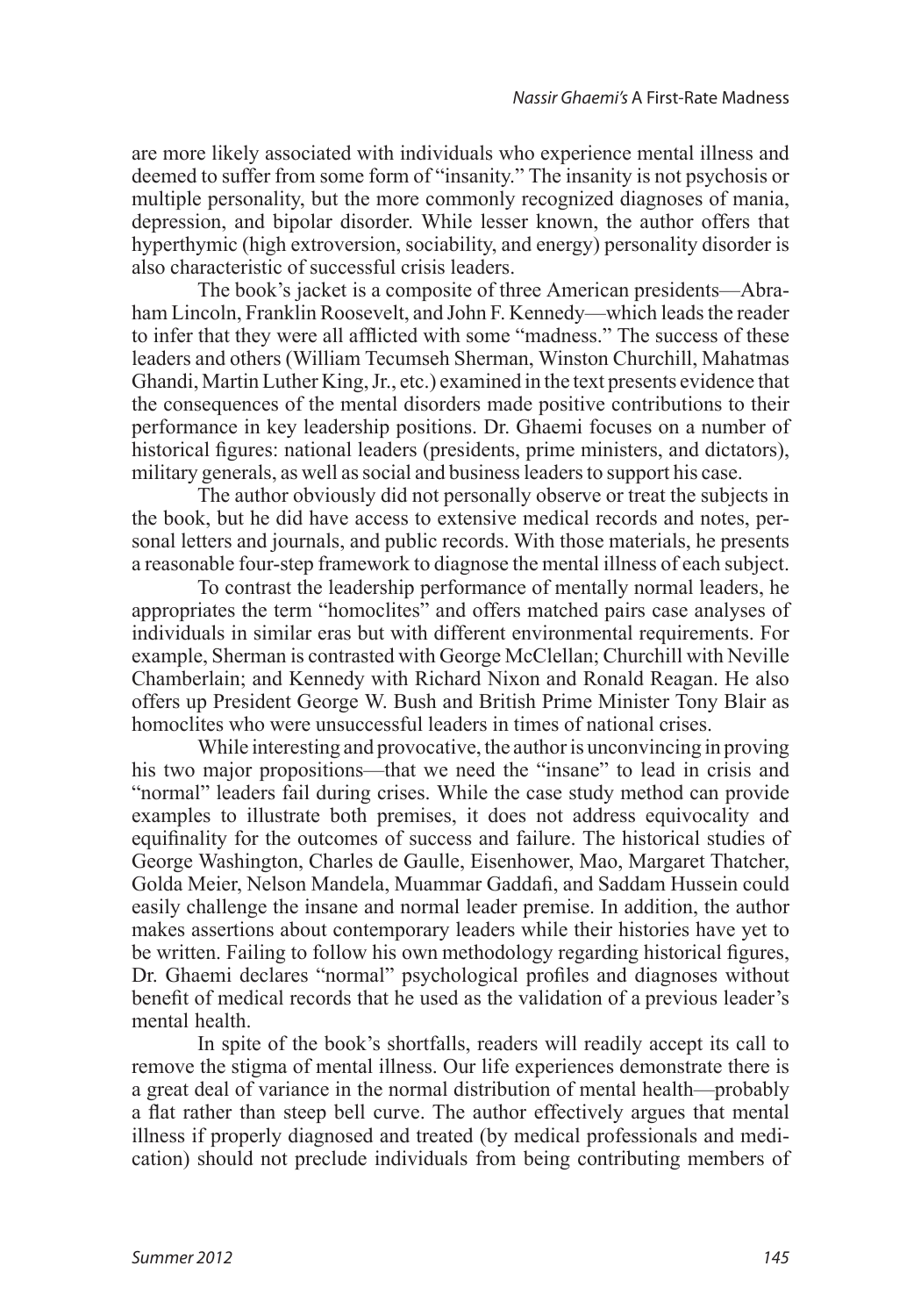are more likely associated with individuals who experience mental illness and deemed to suffer from some form of "insanity." The insanity is not psychosis or multiple personality, but the more commonly recognized diagnoses of mania, depression, and bipolar disorder. While lesser known, the author offers that hyperthymic (high extroversion, sociability, and energy) personality disorder is also characteristic of successful crisis leaders.

The book's jacket is a composite of three American presidents—Abraham Lincoln, Franklin Roosevelt, and John F. Kennedy—which leads the reader to infer that they were all afflicted with some "madness." The success of these leaders and others (William Tecumseh Sherman, Winston Churchill, Mahatmas Ghandi, Martin Luther King, Jr., etc.) examined in the text presents evidence that the consequences of the mental disorders made positive contributions to their performance in key leadership positions. Dr. Ghaemi focuses on a number of historical figures: national leaders (presidents, prime ministers, and dictators), military generals, as well as social and business leaders to support his case.

The author obviously did not personally observe or treat the subjects in the book, but he did have access to extensive medical records and notes, personal letters and journals, and public records. With those materials, he presents a reasonable four-step framework to diagnose the mental illness of each subject.

To contrast the leadership performance of mentally normal leaders, he appropriates the term "homoclites" and offers matched pairs case analyses of individuals in similar eras but with different environmental requirements. For example, Sherman is contrasted with George McClellan; Churchill with Neville Chamberlain; and Kennedy with Richard Nixon and Ronald Reagan. He also offers up President George W. Bush and British Prime Minister Tony Blair as homoclites who were unsuccessful leaders in times of national crises.

While interesting and provocative, the author is unconvincing in proving his two major propositions—that we need the "insane" to lead in crisis and "normal" leaders fail during crises. While the case study method can provide examples to illustrate both premises, it does not address equivocality and equifinality for the outcomes of success and failure. The historical studies of George Washington, Charles de Gaulle, Eisenhower, Mao, Margaret Thatcher, Golda Meier, Nelson Mandela, Muammar Gaddafi, and Saddam Hussein could easily challenge the insane and normal leader premise. In addition, the author makes assertions about contemporary leaders while their histories have yet to be written. Failing to follow his own methodology regarding historical figures, Dr. Ghaemi declares "normal" psychological profiles and diagnoses without benefit of medical records that he used as the validation of a previous leader's mental health.

In spite of the book's shortfalls, readers will readily accept its call to remove the stigma of mental illness. Our life experiences demonstrate there is a great deal of variance in the normal distribution of mental health—probably a flat rather than steep bell curve. The author effectively argues that mental illness if properly diagnosed and treated (by medical professionals and medication) should not preclude individuals from being contributing members of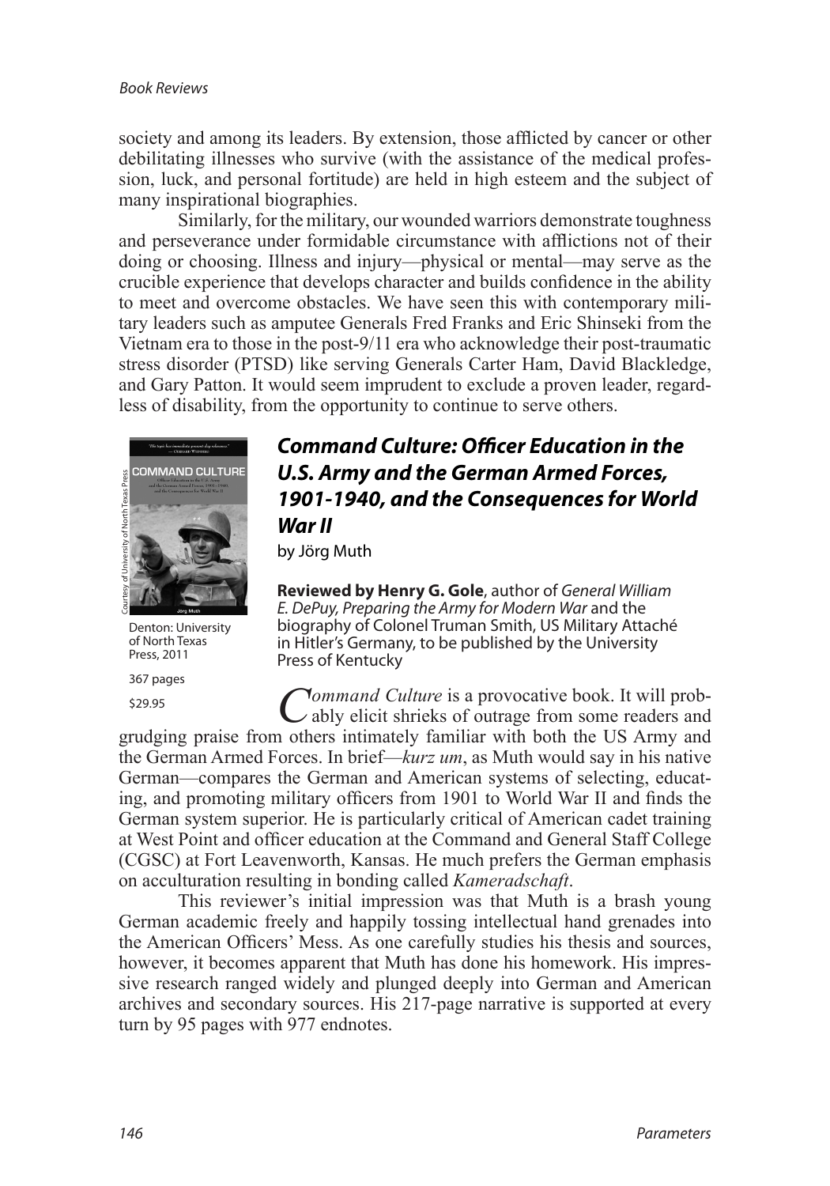society and among its leaders. By extension, those afflicted by cancer or other debilitating illnesses who survive (with the assistance of the medical profession, luck, and personal fortitude) are held in high esteem and the subject of many inspirational biographies.

Similarly, for the military, our wounded warriors demonstrate toughness and perseverance under formidable circumstance with afflictions not of their doing or choosing. Illness and injury—physical or mental—may serve as the crucible experience that develops character and builds confidence in the ability to meet and overcome obstacles. We have seen this with contemporary military leaders such as amputee Generals Fred Franks and Eric Shinseki from the Vietnam era to those in the post-9/11 era who acknowledge their post-traumatic stress disorder (PTSD) like serving Generals Carter Ham, David Blackledge, and Gary Patton. It would seem imprudent to exclude a proven leader, regardless of disability, from the opportunity to continue to serve others.

Courtesy of University of North Texas Press

Denton: University of North Texas Press, 2011

367 pages

$29.95

## *Command Culture: Officer Education in the U.S. Army and the German Armed Forces, 1901-1940, and the Consequences for World War II*

by Jörg Muth

**Reviewed by Henry G. Gole**, author of *General William E. DePuy, Preparing the Army for Modern War* and the biography of Colonel Truman Smith, US Military Attaché in Hitler's Germany, to be published by the University Press of Kentucky

*Command Culture* is a provocative book. It will probably elicit shrieks of outrage from some readers and grudging praise from others intimately familiar with both the US Army and the German Armed Forces. In brief—*kurz um*, as Muth would say in his native German—compares the German and American systems of selecting, educating, and promoting military officers from 1901 to World War II and finds the German system superior. He is particularly critical of American cadet training at West Point and officer education at the Command and General Staff College (CGSC) at Fort Leavenworth, Kansas. He much prefers the German emphasis on acculturation resulting in bonding called *Kameradschaft*.

This reviewer's initial impression was that Muth is a brash young German academic freely and happily tossing intellectual hand grenades into the American Officers' Mess. As one carefully studies his thesis and sources, however, it becomes apparent that Muth has done his homework. His impressive research ranged widely and plunged deeply into German and American archives and secondary sources. His 217-page narrative is supported at every turn by 95 pages with 977 endnotes.